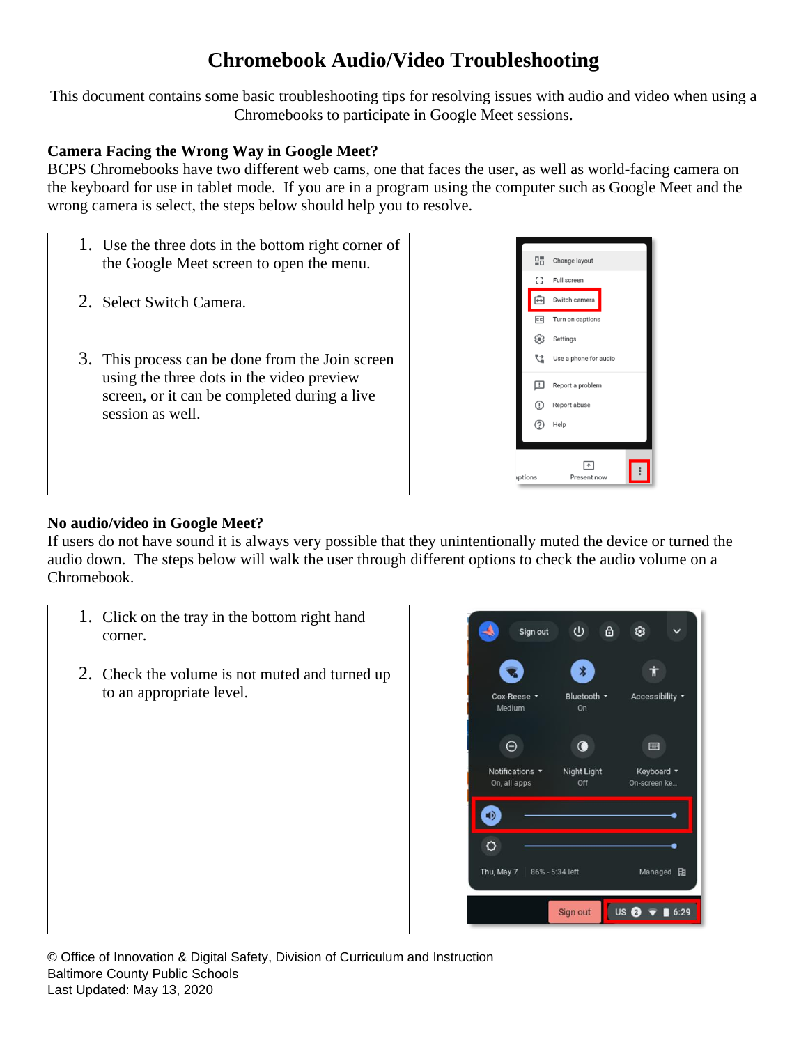# Chromebook Audio/Video Troubleshooting

This document contains some basic troubleshooting tips for resolving issues with audio and video when using a Chromebooks to participate in Google Meet sessions.

**Camera Facing the Wrong Way in Google Meet?**

BCPS Chromebooks have two different web cams, one that faces the user, as well as world-facing camera on the keyboard for use in tablet mode. If you are in a program using the computer such as Google Meet and the wrong camera is select, the steps below should help you to resolve.

1. Use the three dots in the bottom right corner of the Google Meet screen to open the menu.
2. Select Switch Camera.
3. This process can be done from the Join screen using the three dots in the video preview screen, or it can be completed during a live session as well.

**No audio/video in Google Meet?**

If users do not have sound it is always very possible that they unintentionally muted the device or turned the audio down. The steps below will walk the user through different options to check the audio volume on a Chromebook.

1. Click on the tray in the bottom right hand corner.
2. Check the volume is not muted and turned up to an appropriate level.

© Office of Innovation & Digital Safety, Division of Curriculum and Instruction
Baltimore County Public Schools
Last Updated: May 13, 2020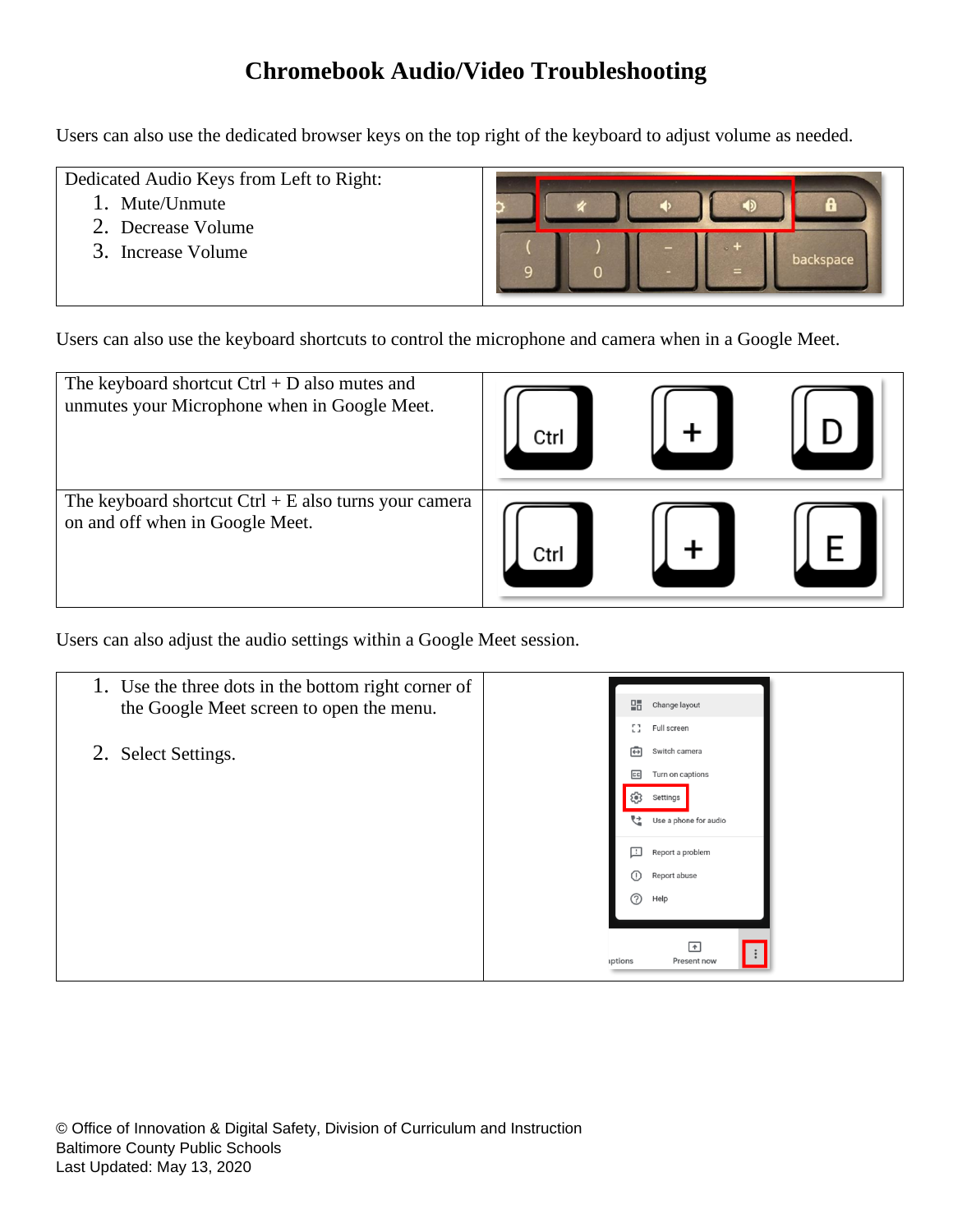# Chromebook Audio/Video Troubleshooting

Users can also use the dedicated browser keys on the top right of the keyboard to adjust volume as needed.

| Dedicated Audio Keys from Left to Right: | |
| --- | --- |
| 1. Mute/Unmute<br>2. Decrease Volume<br>3. Increase Volume | |

Users can also use the keyboard shortcuts to control the microphone and camera when in a Google Meet.

| | |
| --- | --- |
| The keyboard shortcut Ctrl + D also mutes and unmutes your Microphone when in Google Meet. | |
| The keyboard shortcut Ctrl + E also turns your camera on and off when in Google Meet. | |

Users can also adjust the audio settings within a Google Meet session.

| | |
| --- | --- |
| 1. Use the three dots in the bottom right corner of the Google Meet screen to open the menu.<br><br>2. Select Settings. | |

© Office of Innovation & Digital Safety, Division of Curriculum and Instruction
Baltimore County Public Schools
Last Updated: May 13, 2020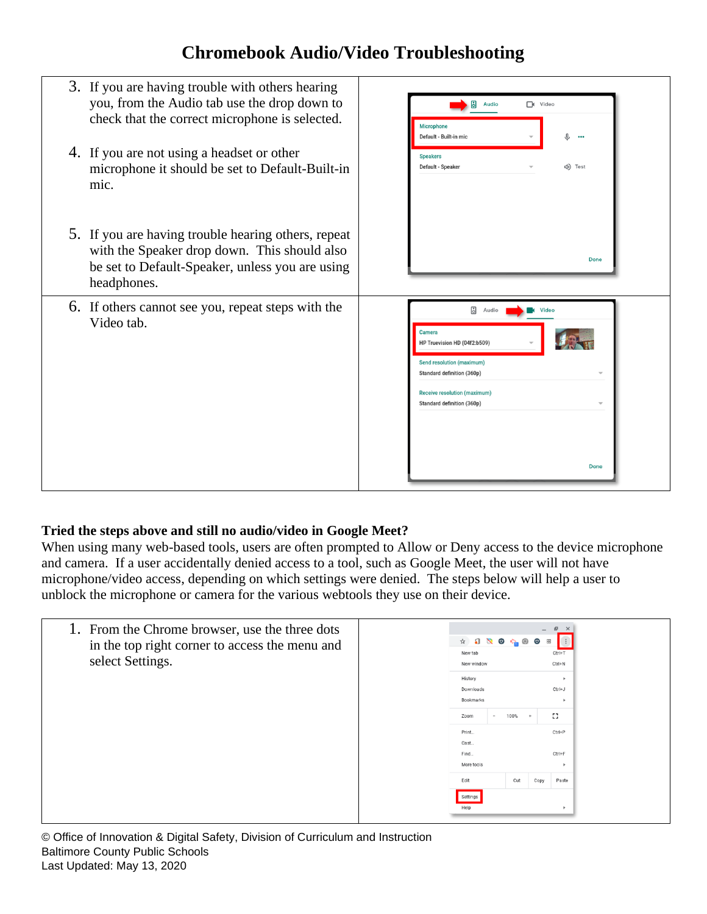# Chromebook Audio/Video Troubleshooting

3. If you are having trouble with others hearing you, from the Audio tab use the drop down to check that the correct microphone is selected.

4. If you are not using a headset or other microphone it should be set to Default-Built-in mic.

5. If you are having trouble hearing others, repeat with the Speaker drop down. This should also be set to Default-Speaker, unless you are using headphones.

6. If others cannot see you, repeat steps with the Video tab.

**Tried the steps above and still no audio/video in Google Meet?**

When using many web-based tools, users are often prompted to Allow or Deny access to the device microphone and camera. If a user accidentally denied access to a tool, such as Google Meet, the user will not have microphone/video access, depending on which settings were denied. The steps below will help a user to unblock the microphone or camera for the various webtools they use on their device.

1. From the Chrome browser, use the three dots in the top right corner to access the menu and select Settings.

© Office of Innovation & Digital Safety, Division of Curriculum and Instruction
Baltimore County Public Schools
Last Updated: May 13, 2020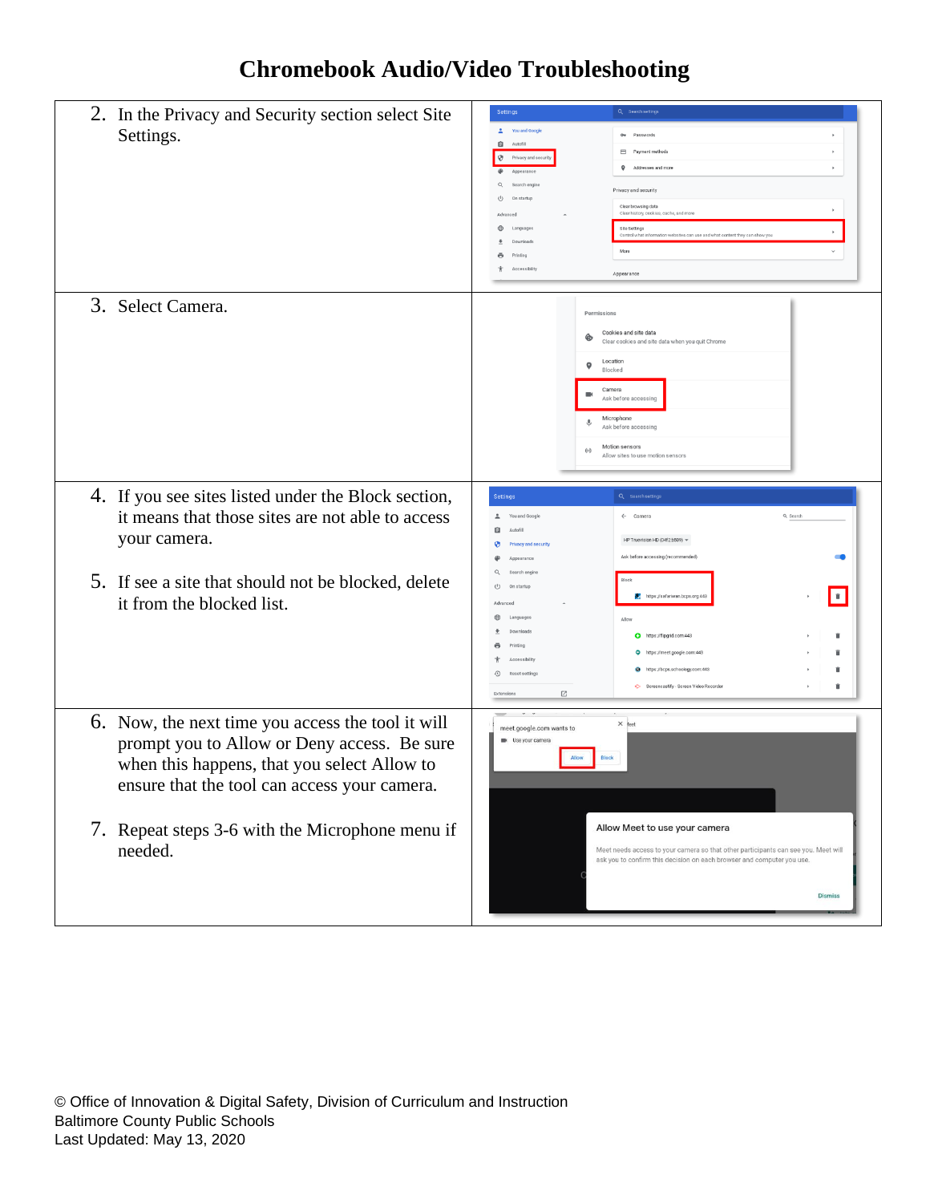# Chromebook Audio/Video Troubleshooting

| | |
|---|---|
| 2. In the Privacy and Security section select Site Settings. | |
| 3. Select Camera. | |
| 4. If you see sites listed under the Block section, it means that those sites are not able to access your camera.<br><br>5. If see a site that should not be blocked, delete it from the blocked list. | |
| 6. Now, the next time you access the tool it will prompt you to Allow or Deny access. Be sure when this happens, that you select Allow to ensure that the tool can access your camera.<br><br>7. Repeat steps 3-6 with the Microphone menu if needed. | |

© Office of Innovation & Digital Safety, Division of Curriculum and Instruction
Baltimore County Public Schools
Last Updated: May 13, 2020